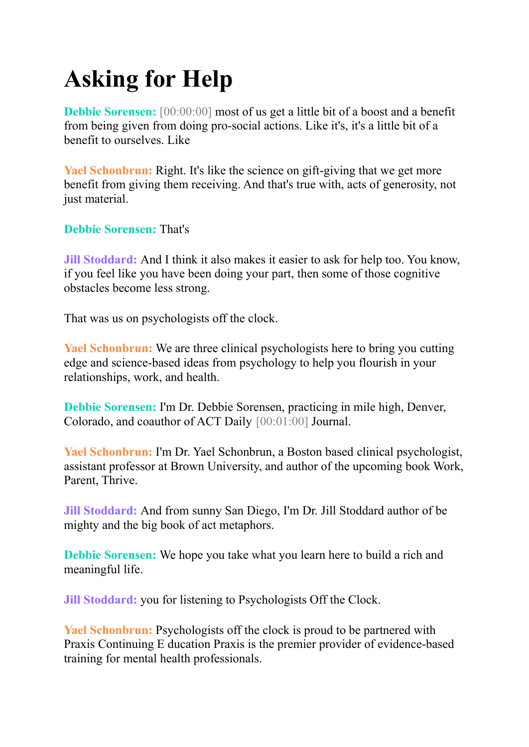# Asking for Help

**Debbie Sorensen:** [00:00:00] most of us get a little bit of a boost and a benefit from being given from doing pro-social actions. Like it's, it's a little bit of a benefit to ourselves. Like

**Yael Schonbrun:** Right. It's like the science on gift-giving that we get more benefit from giving them receiving. And that's true with, acts of generosity, not just material.

**Debbie Sorensen:** That's

**Jill Stoddard:** And I think it also makes it easier to ask for help too. You know, if you feel like you have been doing your part, then some of those cognitive obstacles become less strong.

That was us on psychologists off the clock.

**Yael Schonbrun:** We are three clinical psychologists here to bring you cutting edge and science-based ideas from psychology to help you flourish in your relationships, work, and health.

**Debbie Sorensen:** I'm Dr. Debbie Sorensen, practicing in mile high, Denver, Colorado, and coauthor of ACT Daily [00:01:00] Journal.

**Yael Schonbrun:** I'm Dr. Yael Schonbrun, a Boston based clinical psychologist, assistant professor at Brown University, and author of the upcoming book Work, Parent, Thrive.

**Jill Stoddard:** And from sunny San Diego, I'm Dr. Jill Stoddard author of be mighty and the big book of act metaphors.

**Debbie Sorensen:** We hope you take what you learn here to build a rich and meaningful life.

**Jill Stoddard:** you for listening to Psychologists Off the Clock.

**Yael Schonbrun:** Psychologists off the clock is proud to be partnered with Praxis Continuing E ducation Praxis is the premier provider of evidence-based training for mental health professionals.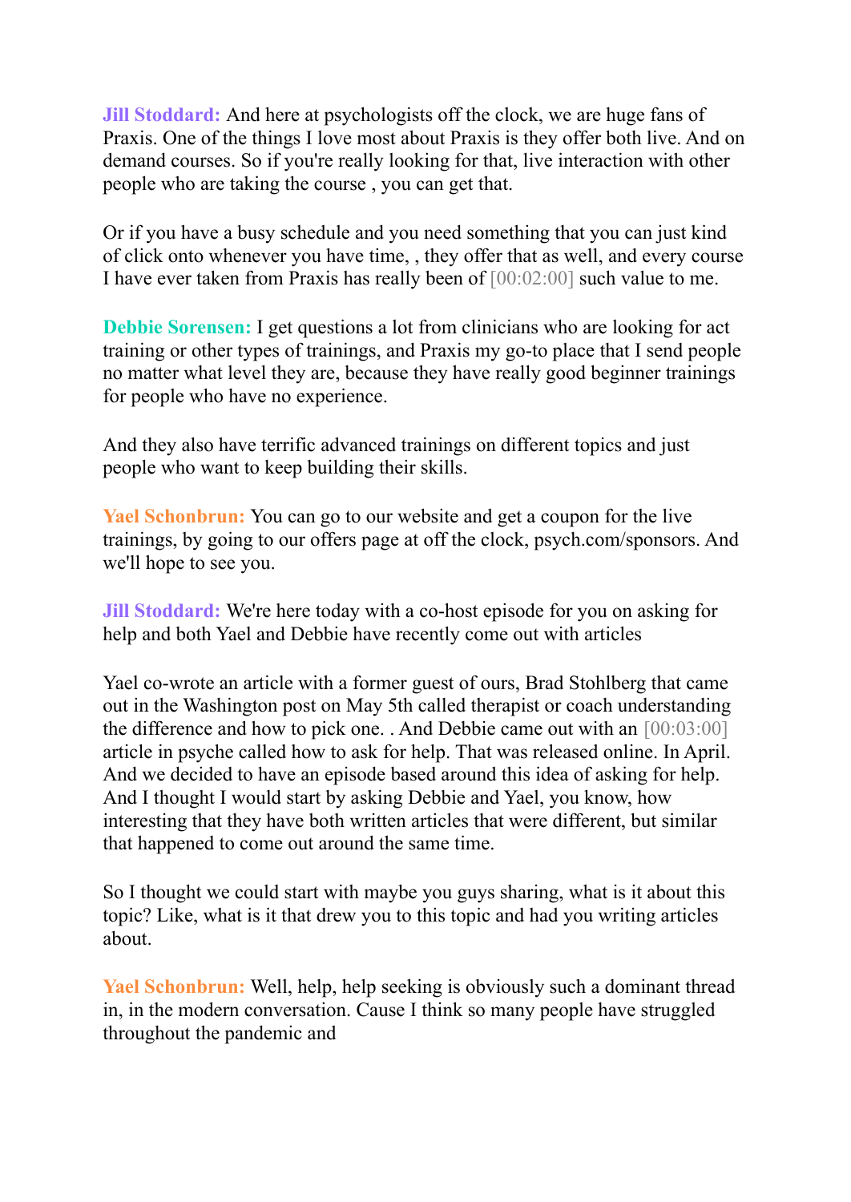**Jill Stoddard:** And here at psychologists off the clock, we are huge fans of Praxis. One of the things I love most about Praxis is they offer both live. And on demand courses. So if you're really looking for that, live interaction with other people who are taking the course , you can get that.

Or if you have a busy schedule and you need something that you can just kind of click onto whenever you have time, , they offer that as well, and every course I have ever taken from Praxis has really been of [00:02:00] such value to me.

**Debbie Sorensen:** I get questions a lot from clinicians who are looking for act training or other types of trainings, and Praxis my go-to place that I send people no matter what level they are, because they have really good beginner trainings for people who have no experience.

And they also have terrific advanced trainings on different topics and just people who want to keep building their skills.

**Yael Schonbrun:** You can go to our website and get a coupon for the live trainings, by going to our offers page at off the clock, psych.com/sponsors. And we'll hope to see you.

**Jill Stoddard:** We're here today with a co-host episode for you on asking for help and both Yael and Debbie have recently come out with articles

Yael co-wrote an article with a former guest of ours, Brad Stohlberg that came out in the Washington post on May 5th called therapist or coach understanding the difference and how to pick one. . And Debbie came out with an [00:03:00] article in psyche called how to ask for help. That was released online. In April. And we decided to have an episode based around this idea of asking for help. And I thought I would start by asking Debbie and Yael, you know, how interesting that they have both written articles that were different, but similar that happened to come out around the same time.

So I thought we could start with maybe you guys sharing, what is it about this topic? Like, what is it that drew you to this topic and had you writing articles about.

**Yael Schonbrun:** Well, help, help seeking is obviously such a dominant thread in, in the modern conversation. Cause I think so many people have struggled throughout the pandemic and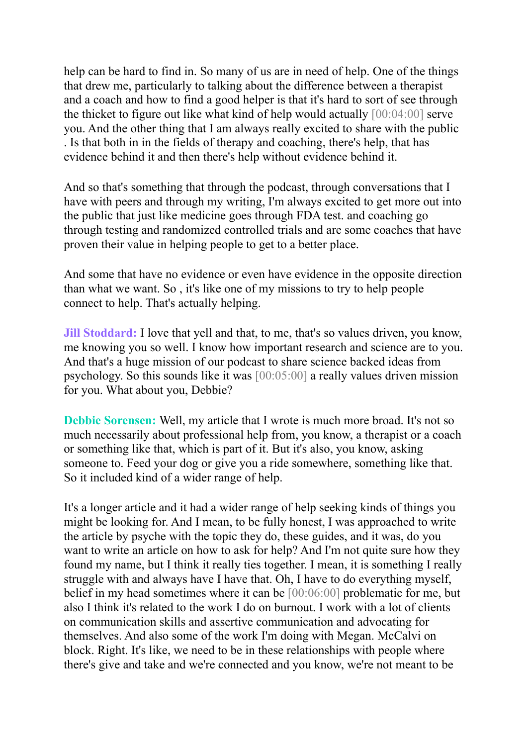help can be hard to find in. So many of us are in need of help. One of the things that drew me, particularly to talking about the difference between a therapist and a coach and how to find a good helper is that it's hard to sort of see through the thicket to figure out like what kind of help would actually [00:04:00] serve you. And the other thing that I am always really excited to share with the public . Is that both in in the fields of therapy and coaching, there's help, that has evidence behind it and then there's help without evidence behind it.

And so that's something that through the podcast, through conversations that I have with peers and through my writing, I'm always excited to get more out into the public that just like medicine goes through FDA test. and coaching go through testing and randomized controlled trials and are some coaches that have proven their value in helping people to get to a better place.

And some that have no evidence or even have evidence in the opposite direction than what we want. So , it's like one of my missions to try to help people connect to help. That's actually helping.

**Jill Stoddard:** I love that yell and that, to me, that's so values driven, you know, me knowing you so well. I know how important research and science are to you. And that's a huge mission of our podcast to share science backed ideas from psychology. So this sounds like it was [00:05:00] a really values driven mission for you. What about you, Debbie?

**Debbie Sorensen:** Well, my article that I wrote is much more broad. It's not so much necessarily about professional help from, you know, a therapist or a coach or something like that, which is part of it. But it's also, you know, asking someone to. Feed your dog or give you a ride somewhere, something like that. So it included kind of a wider range of help.

It's a longer article and it had a wider range of help seeking kinds of things you might be looking for. And I mean, to be fully honest, I was approached to write the article by psyche with the topic they do, these guides, and it was, do you want to write an article on how to ask for help? And I'm not quite sure how they found my name, but I think it really ties together. I mean, it is something I really struggle with and always have I have that. Oh, I have to do everything myself, belief in my head sometimes where it can be [00:06:00] problematic for me, but also I think it's related to the work I do on burnout. I work with a lot of clients on communication skills and assertive communication and advocating for themselves. And also some of the work I'm doing with Megan. McCalvi on block. Right. It's like, we need to be in these relationships with people where there's give and take and we're connected and you know, we're not meant to be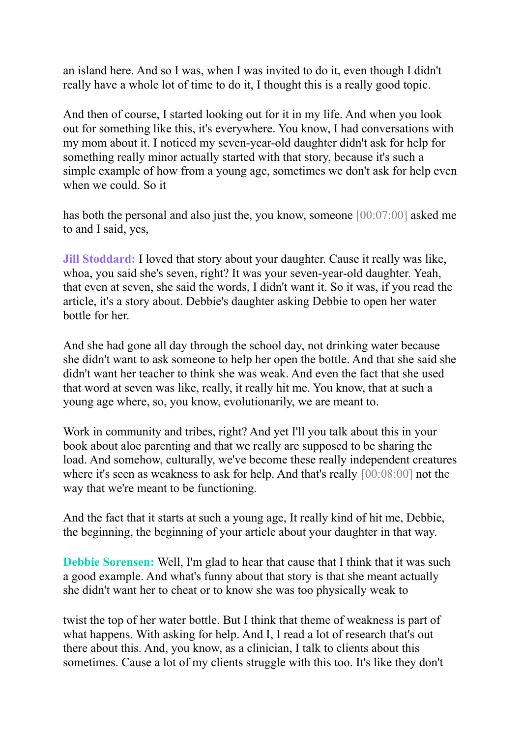an island here. And so I was, when I was invited to do it, even though I didn't really have a whole lot of time to do it, I thought this is a really good topic.

And then of course, I started looking out for it in my life. And when you look out for something like this, it's everywhere. You know, I had conversations with my mom about it. I noticed my seven-year-old daughter didn't ask for help for something really minor actually started with that story, because it's such a simple example of how from a young age, sometimes we don't ask for help even when we could. So it

has both the personal and also just the, you know, someone [00:07:00] asked me to and I said, yes,

**Jill Stoddard:** I loved that story about your daughter. Cause it really was like, whoa, you said she's seven, right? It was your seven-year-old daughter. Yeah, that even at seven, she said the words, I didn't want it. So it was, if you read the article, it's a story about. Debbie's daughter asking Debbie to open her water bottle for her.

And she had gone all day through the school day, not drinking water because she didn't want to ask someone to help her open the bottle. And that she said she didn't want her teacher to think she was weak. And even the fact that she used that word at seven was like, really, it really hit me. You know, that at such a young age where, so, you know, evolutionarily, we are meant to.

Work in community and tribes, right? And yet I'll you talk about this in your book about aloe parenting and that we really are supposed to be sharing the load. And somehow, culturally, we've become these really independent creatures where it's seen as weakness to ask for help. And that's really [00:08:00] not the way that we're meant to be functioning.

And the fact that it starts at such a young age, It really kind of hit me, Debbie, the beginning, the beginning of your article about your daughter in that way.

**Debbie Sorensen:** Well, I'm glad to hear that cause that I think that it was such a good example. And what's funny about that story is that she meant actually she didn't want her to cheat or to know she was too physically weak to

twist the top of her water bottle. But I think that theme of weakness is part of what happens. With asking for help. And I, I read a lot of research that's out there about this. And, you know, as a clinician, I talk to clients about this sometimes. Cause a lot of my clients struggle with this too. It's like they don't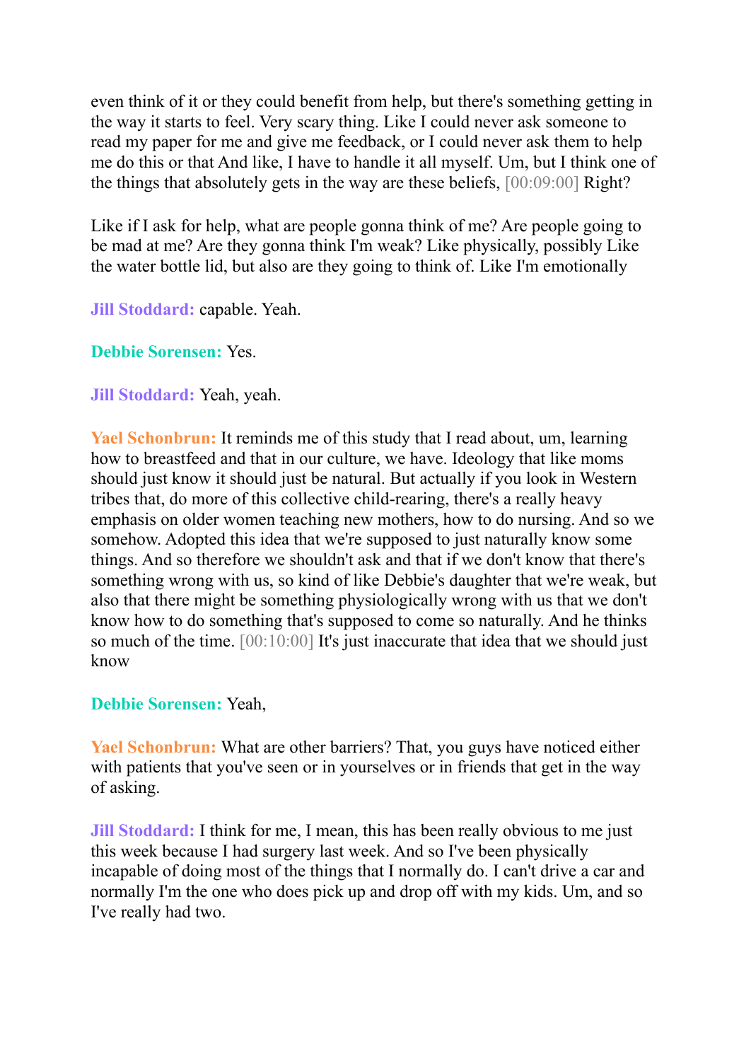even think of it or they could benefit from help, but there's something getting in the way it starts to feel. Very scary thing. Like I could never ask someone to read my paper for me and give me feedback, or I could never ask them to help me do this or that And like, I have to handle it all myself. Um, but I think one of the things that absolutely gets in the way are these beliefs, [00:09:00] Right?

Like if I ask for help, what are people gonna think of me? Are people going to be mad at me? Are they gonna think I'm weak? Like physically, possibly Like the water bottle lid, but also are they going to think of. Like I'm emotionally

**Jill Stoddard:** capable. Yeah.

**Debbie Sorensen:** Yes.

**Jill Stoddard:** Yeah, yeah.

**Yael Schonbrun:** It reminds me of this study that I read about, um, learning how to breastfeed and that in our culture, we have. Ideology that like moms should just know it should just be natural. But actually if you look in Western tribes that, do more of this collective child-rearing, there's a really heavy emphasis on older women teaching new mothers, how to do nursing. And so we somehow. Adopted this idea that we're supposed to just naturally know some things. And so therefore we shouldn't ask and that if we don't know that there's something wrong with us, so kind of like Debbie's daughter that we're weak, but also that there might be something physiologically wrong with us that we don't know how to do something that's supposed to come so naturally. And he thinks so much of the time. [00:10:00] It's just inaccurate that idea that we should just know

**Debbie Sorensen:** Yeah,

**Yael Schonbrun:** What are other barriers? That, you guys have noticed either with patients that you've seen or in yourselves or in friends that get in the way of asking.

**Jill Stoddard:** I think for me, I mean, this has been really obvious to me just this week because I had surgery last week. And so I've been physically incapable of doing most of the things that I normally do. I can't drive a car and normally I'm the one who does pick up and drop off with my kids. Um, and so I've really had two.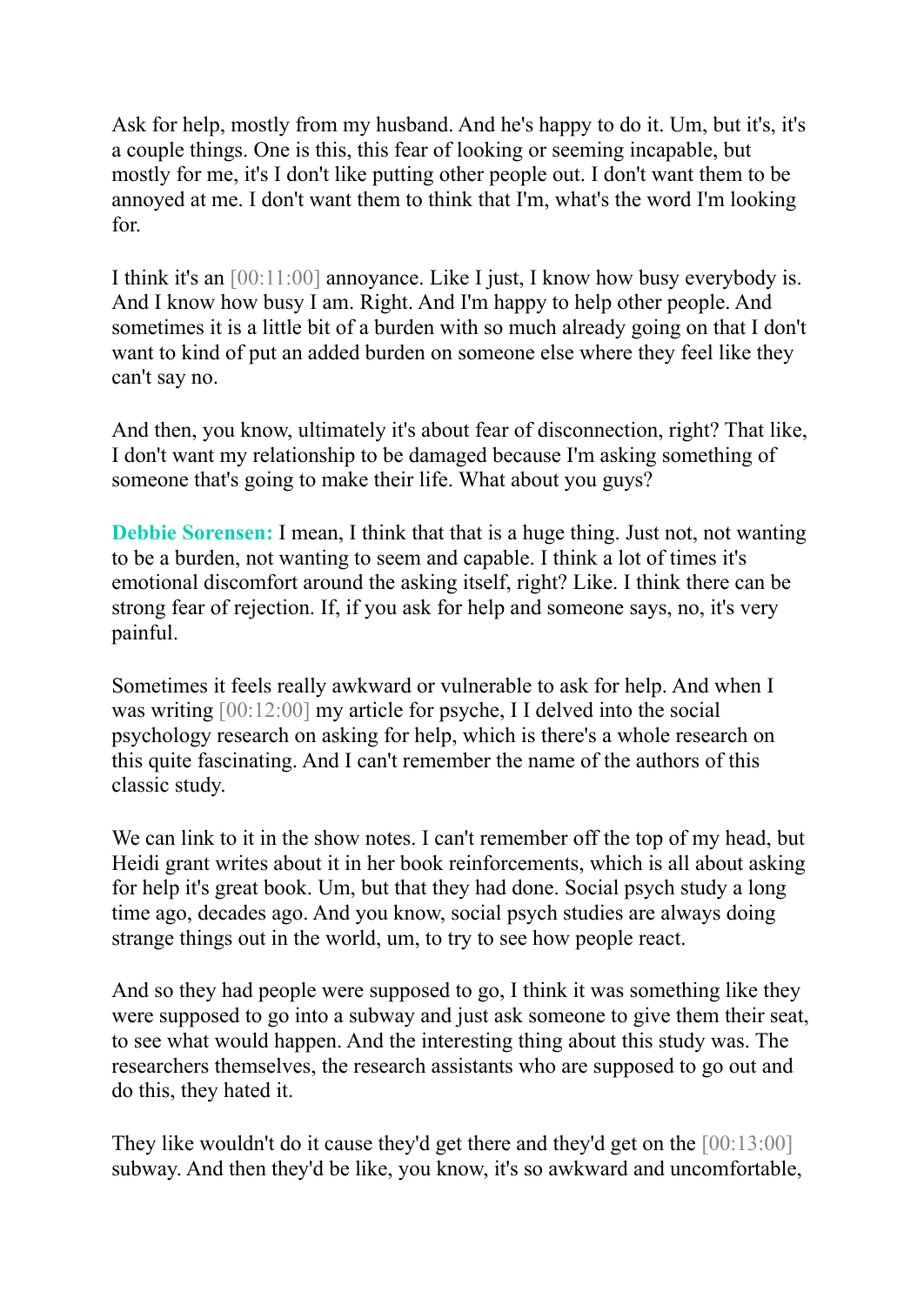Ask for help, mostly from my husband. And he's happy to do it. Um, but it's, it's a couple things. One is this, this fear of looking or seeming incapable, but mostly for me, it's I don't like putting other people out. I don't want them to be annoyed at me. I don't want them to think that I'm, what's the word I'm looking for.

I think it's an [00:11:00] annoyance. Like I just, I know how busy everybody is. And I know how busy I am. Right. And I'm happy to help other people. And sometimes it is a little bit of a burden with so much already going on that I don't want to kind of put an added burden on someone else where they feel like they can't say no.

And then, you know, ultimately it's about fear of disconnection, right? That like, I don't want my relationship to be damaged because I'm asking something of someone that's going to make their life. What about you guys?

**Debbie Sorensen:** I mean, I think that that is a huge thing. Just not, not wanting to be a burden, not wanting to seem and capable. I think a lot of times it's emotional discomfort around the asking itself, right? Like. I think there can be strong fear of rejection. If, if you ask for help and someone says, no, it's very painful.

Sometimes it feels really awkward or vulnerable to ask for help. And when I was writing [00:12:00] my article for psyche, I I delved into the social psychology research on asking for help, which is there's a whole research on this quite fascinating. And I can't remember the name of the authors of this classic study.

We can link to it in the show notes. I can't remember off the top of my head, but Heidi grant writes about it in her book reinforcements, which is all about asking for help it's great book. Um, but that they had done. Social psych study a long time ago, decades ago. And you know, social psych studies are always doing strange things out in the world, um, to try to see how people react.

And so they had people were supposed to go, I think it was something like they were supposed to go into a subway and just ask someone to give them their seat, to see what would happen. And the interesting thing about this study was. The researchers themselves, the research assistants who are supposed to go out and do this, they hated it.

They like wouldn't do it cause they'd get there and they'd get on the [00:13:00] subway. And then they'd be like, you know, it's so awkward and uncomfortable,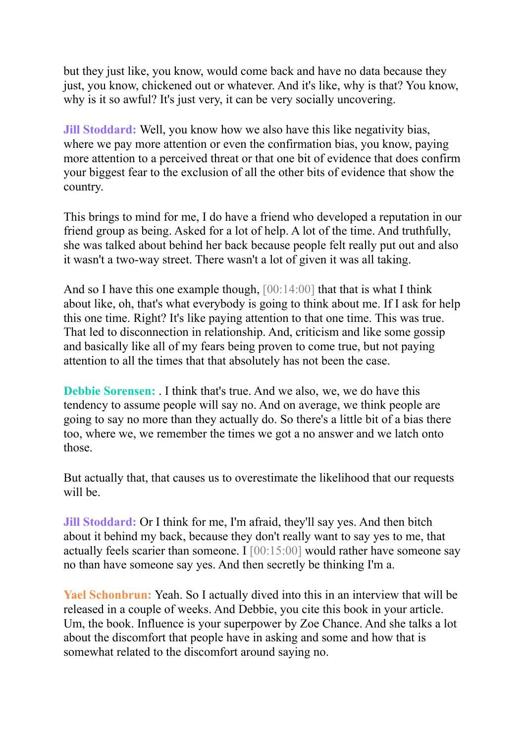but they just like, you know, would come back and have no data because they just, you know, chickened out or whatever. And it's like, why is that? You know, why is it so awful? It's just very, it can be very socially uncovering.

**Jill Stoddard:** Well, you know how we also have this like negativity bias, where we pay more attention or even the confirmation bias, you know, paying more attention to a perceived threat or that one bit of evidence that does confirm your biggest fear to the exclusion of all the other bits of evidence that show the country.

This brings to mind for me, I do have a friend who developed a reputation in our friend group as being. Asked for a lot of help. A lot of the time. And truthfully, she was talked about behind her back because people felt really put out and also it wasn't a two-way street. There wasn't a lot of given it was all taking.

And so I have this one example though, [00:14:00] that that is what I think about like, oh, that's what everybody is going to think about me. If I ask for help this one time. Right? It's like paying attention to that one time. This was true. That led to disconnection in relationship. And, criticism and like some gossip and basically like all of my fears being proven to come true, but not paying attention to all the times that that absolutely has not been the case.

**Debbie Sorensen:** . I think that's true. And we also, we, we do have this tendency to assume people will say no. And on average, we think people are going to say no more than they actually do. So there's a little bit of a bias there too, where we, we remember the times we got a no answer and we latch onto those.

But actually that, that causes us to overestimate the likelihood that our requests will be.

**Jill Stoddard:** Or I think for me, I'm afraid, they'll say yes. And then bitch about it behind my back, because they don't really want to say yes to me, that actually feels scarier than someone. I [00:15:00] would rather have someone say no than have someone say yes. And then secretly be thinking I'm a.

**Yael Schonbrun:** Yeah. So I actually dived into this in an interview that will be released in a couple of weeks. And Debbie, you cite this book in your article. Um, the book. Influence is your superpower by Zoe Chance. And she talks a lot about the discomfort that people have in asking and some and how that is somewhat related to the discomfort around saying no.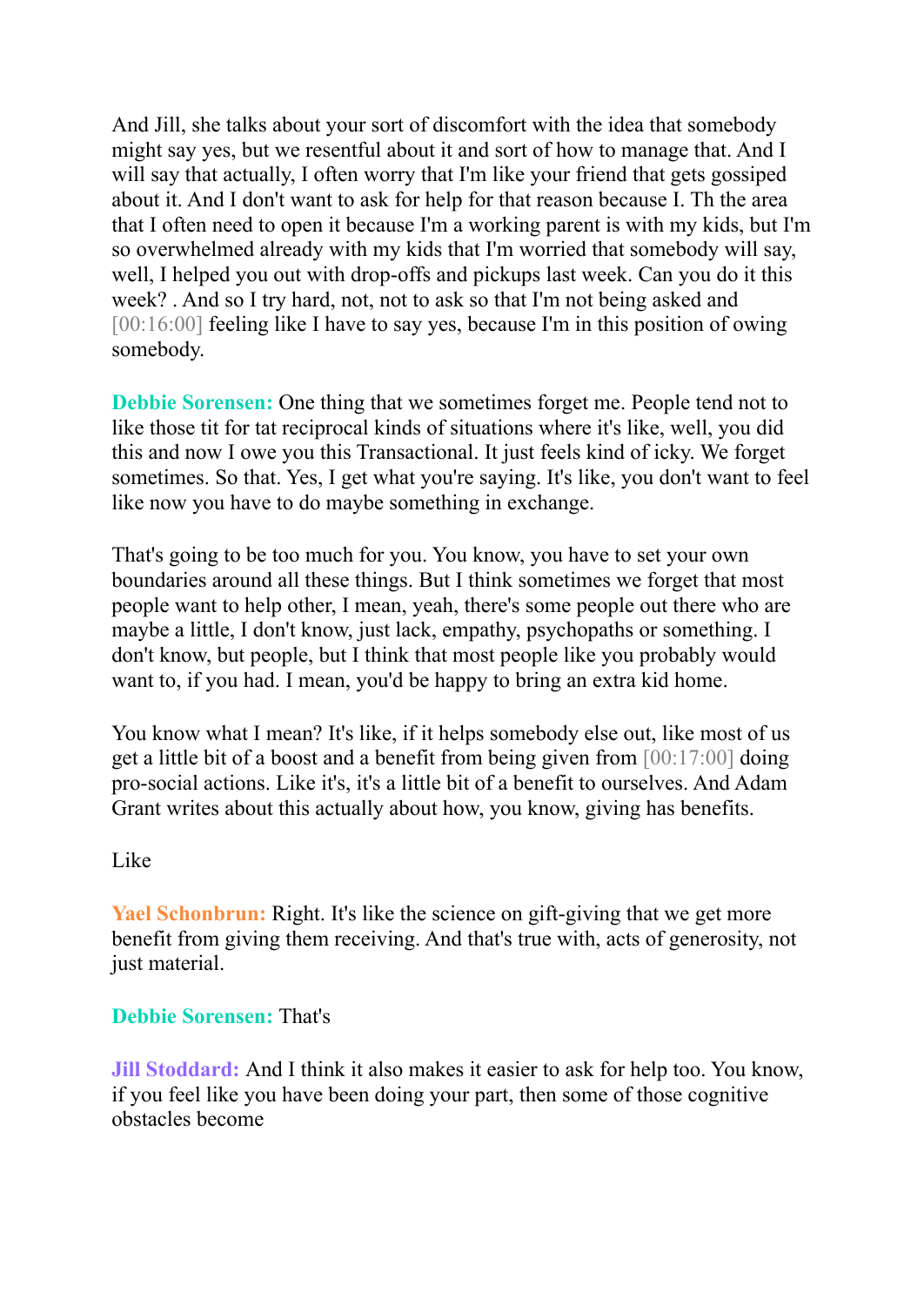And Jill, she talks about your sort of discomfort with the idea that somebody might say yes, but we resentful about it and sort of how to manage that. And I will say that actually, I often worry that I'm like your friend that gets gossiped about it. And I don't want to ask for help for that reason because I. Th the area that I often need to open it because I'm a working parent is with my kids, but I'm so overwhelmed already with my kids that I'm worried that somebody will say, well, I helped you out with drop-offs and pickups last week. Can you do it this week? . And so I try hard, not, not to ask so that I'm not being asked and [00:16:00] feeling like I have to say yes, because I'm in this position of owing somebody.

**Debbie Sorensen:** One thing that we sometimes forget me. People tend not to like those tit for tat reciprocal kinds of situations where it's like, well, you did this and now I owe you this Transactional. It just feels kind of icky. We forget sometimes. So that. Yes, I get what you're saying. It's like, you don't want to feel like now you have to do maybe something in exchange.

That's going to be too much for you. You know, you have to set your own boundaries around all these things. But I think sometimes we forget that most people want to help other, I mean, yeah, there's some people out there who are maybe a little, I don't know, just lack, empathy, psychopaths or something. I don't know, but people, but I think that most people like you probably would want to, if you had. I mean, you'd be happy to bring an extra kid home.

You know what I mean? It's like, if it helps somebody else out, like most of us get a little bit of a boost and a benefit from being given from [00:17:00] doing pro-social actions. Like it's, it's a little bit of a benefit to ourselves. And Adam Grant writes about this actually about how, you know, giving has benefits.

Like

**Yael Schonbrun:** Right. It's like the science on gift-giving that we get more benefit from giving them receiving. And that's true with, acts of generosity, not just material.

**Debbie Sorensen:** That's

**Jill Stoddard:** And I think it also makes it easier to ask for help too. You know, if you feel like you have been doing your part, then some of those cognitive obstacles become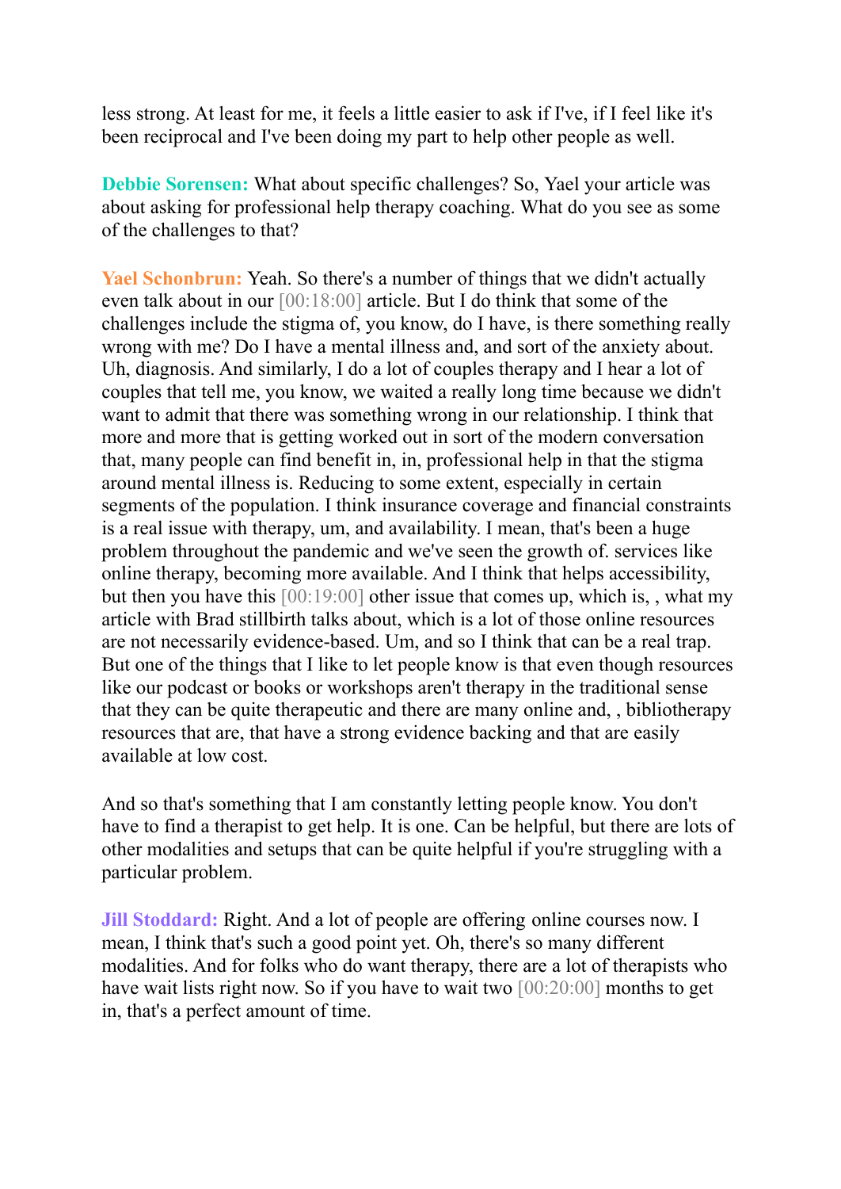less strong. At least for me, it feels a little easier to ask if I've, if I feel like it's been reciprocal and I've been doing my part to help other people as well.

**Debbie Sorensen:** What about specific challenges? So, Yael your article was about asking for professional help therapy coaching. What do you see as some of the challenges to that?

**Yael Schonbrun:** Yeah. So there's a number of things that we didn't actually even talk about in our [00:18:00] article. But I do think that some of the challenges include the stigma of, you know, do I have, is there something really wrong with me? Do I have a mental illness and, and sort of the anxiety about. Uh, diagnosis. And similarly, I do a lot of couples therapy and I hear a lot of couples that tell me, you know, we waited a really long time because we didn't want to admit that there was something wrong in our relationship. I think that more and more that is getting worked out in sort of the modern conversation that, many people can find benefit in, in, professional help in that the stigma around mental illness is. Reducing to some extent, especially in certain segments of the population. I think insurance coverage and financial constraints is a real issue with therapy, um, and availability. I mean, that's been a huge problem throughout the pandemic and we've seen the growth of. services like online therapy, becoming more available. And I think that helps accessibility, but then you have this [00:19:00] other issue that comes up, which is, , what my article with Brad stillbirth talks about, which is a lot of those online resources are not necessarily evidence-based. Um, and so I think that can be a real trap. But one of the things that I like to let people know is that even though resources like our podcast or books or workshops aren't therapy in the traditional sense that they can be quite therapeutic and there are many online and, , bibliotherapy resources that are, that have a strong evidence backing and that are easily available at low cost.

And so that's something that I am constantly letting people know. You don't have to find a therapist to get help. It is one. Can be helpful, but there are lots of other modalities and setups that can be quite helpful if you're struggling with a particular problem.

**Jill Stoddard:** Right. And a lot of people are offering online courses now. I mean, I think that's such a good point yet. Oh, there's so many different modalities. And for folks who do want therapy, there are a lot of therapists who have wait lists right now. So if you have to wait two [00:20:00] months to get in, that's a perfect amount of time.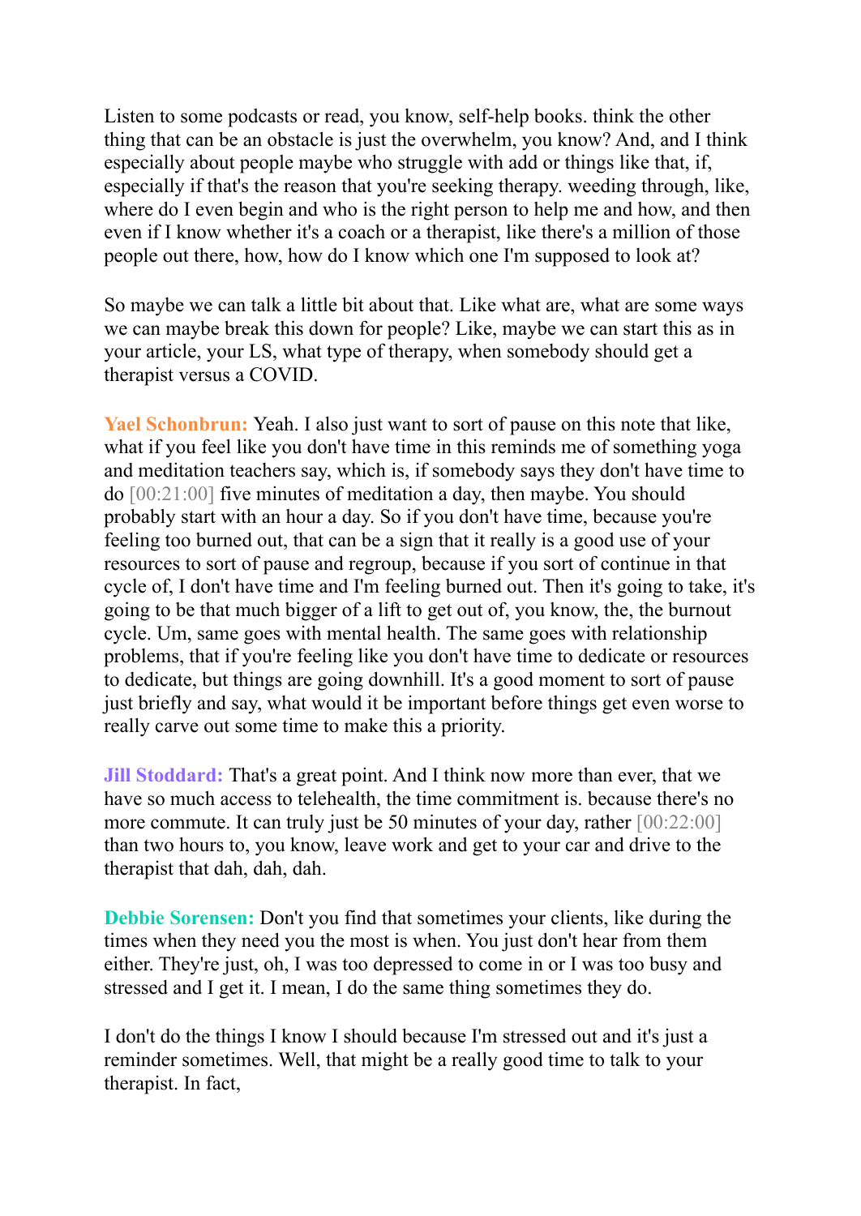Listen to some podcasts or read, you know, self-help books. think the other thing that can be an obstacle is just the overwhelm, you know? And, and I think especially about people maybe who struggle with add or things like that, if, especially if that's the reason that you're seeking therapy. weeding through, like, where do I even begin and who is the right person to help me and how, and then even if I know whether it's a coach or a therapist, like there's a million of those people out there, how, how do I know which one I'm supposed to look at?

So maybe we can talk a little bit about that. Like what are, what are some ways we can maybe break this down for people? Like, maybe we can start this as in your article, your LS, what type of therapy, when somebody should get a therapist versus a COVID.

**Yael Schonbrun:** Yeah. I also just want to sort of pause on this note that like, what if you feel like you don't have time in this reminds me of something yoga and meditation teachers say, which is, if somebody says they don't have time to do [00:21:00] five minutes of meditation a day, then maybe. You should probably start with an hour a day. So if you don't have time, because you're feeling too burned out, that can be a sign that it really is a good use of your resources to sort of pause and regroup, because if you sort of continue in that cycle of, I don't have time and I'm feeling burned out. Then it's going to take, it's going to be that much bigger of a lift to get out of, you know, the, the burnout cycle. Um, same goes with mental health. The same goes with relationship problems, that if you're feeling like you don't have time to dedicate or resources to dedicate, but things are going downhill. It's a good moment to sort of pause just briefly and say, what would it be important before things get even worse to really carve out some time to make this a priority.

**Jill Stoddard:** That's a great point. And I think now more than ever, that we have so much access to telehealth, the time commitment is. because there's no more commute. It can truly just be 50 minutes of your day, rather [00:22:00] than two hours to, you know, leave work and get to your car and drive to the therapist that dah, dah, dah.

**Debbie Sorensen:** Don't you find that sometimes your clients, like during the times when they need you the most is when. You just don't hear from them either. They're just, oh, I was too depressed to come in or I was too busy and stressed and I get it. I mean, I do the same thing sometimes they do.

I don't do the things I know I should because I'm stressed out and it's just a reminder sometimes. Well, that might be a really good time to talk to your therapist. In fact,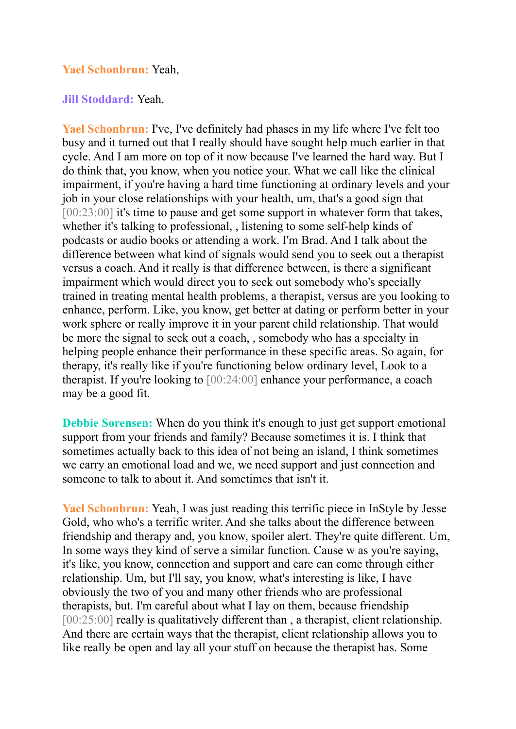**Yael Schonbrun:** Yeah,

**Jill Stoddard:** Yeah.

**Yael Schonbrun:** I've, I've definitely had phases in my life where I've felt too busy and it turned out that I really should have sought help much earlier in that cycle. And I am more on top of it now because I've learned the hard way. But I do think that, you know, when you notice your. What we call like the clinical impairment, if you're having a hard time functioning at ordinary levels and your job in your close relationships with your health, um, that's a good sign that [00:23:00] it's time to pause and get some support in whatever form that takes, whether it's talking to professional, , listening to some self-help kinds of podcasts or audio books or attending a work. I'm Brad. And I talk about the difference between what kind of signals would send you to seek out a therapist versus a coach. And it really is that difference between, is there a significant impairment which would direct you to seek out somebody who's specially trained in treating mental health problems, a therapist, versus are you looking to enhance, perform. Like, you know, get better at dating or perform better in your work sphere or really improve it in your parent child relationship. That would be more the signal to seek out a coach, , somebody who has a specialty in helping people enhance their performance in these specific areas. So again, for therapy, it's really like if you're functioning below ordinary level, Look to a therapist. If you're looking to [00:24:00] enhance your performance, a coach may be a good fit.

**Debbie Sorensen:** When do you think it's enough to just get support emotional support from your friends and family? Because sometimes it is. I think that sometimes actually back to this idea of not being an island, I think sometimes we carry an emotional load and we, we need support and just connection and someone to talk to about it. And sometimes that isn't it.

**Yael Schonbrun:** Yeah, I was just reading this terrific piece in InStyle by Jesse Gold, who who's a terrific writer. And she talks about the difference between friendship and therapy and, you know, spoiler alert. They're quite different. Um, In some ways they kind of serve a similar function. Cause w as you're saying, it's like, you know, connection and support and care can come through either relationship. Um, but I'll say, you know, what's interesting is like, I have obviously the two of you and many other friends who are professional therapists, but. I'm careful about what I lay on them, because friendship [00:25:00] really is qualitatively different than , a therapist, client relationship. And there are certain ways that the therapist, client relationship allows you to like really be open and lay all your stuff on because the therapist has. Some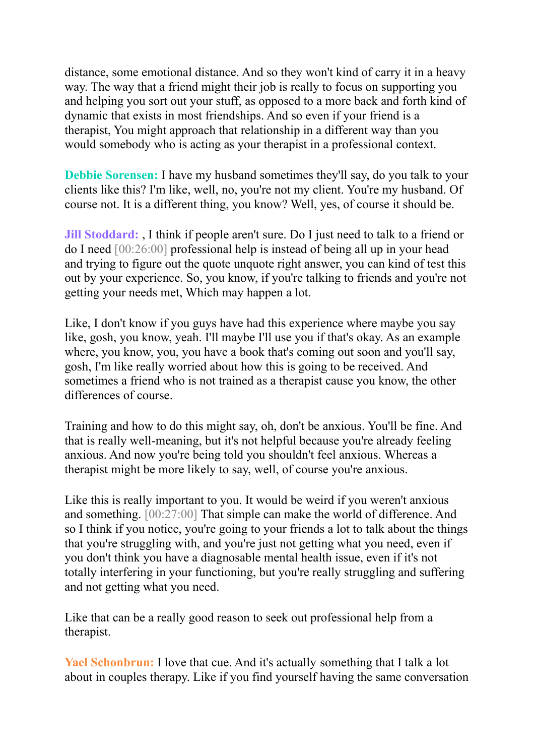distance, some emotional distance. And so they won't kind of carry it in a heavy way. The way that a friend might their job is really to focus on supporting you and helping you sort out your stuff, as opposed to a more back and forth kind of dynamic that exists in most friendships. And so even if your friend is a therapist, You might approach that relationship in a different way than you would somebody who is acting as your therapist in a professional context.

**Debbie Sorensen:** I have my husband sometimes they'll say, do you talk to your clients like this? I'm like, well, no, you're not my client. You're my husband. Of course not. It is a different thing, you know? Well, yes, of course it should be.

**Jill Stoddard:** , I think if people aren't sure. Do I just need to talk to a friend or do I need [00:26:00] professional help is instead of being all up in your head and trying to figure out the quote unquote right answer, you can kind of test this out by your experience. So, you know, if you're talking to friends and you're not getting your needs met, Which may happen a lot.

Like, I don't know if you guys have had this experience where maybe you say like, gosh, you know, yeah. I'll maybe I'll use you if that's okay. As an example where, you know, you, you have a book that's coming out soon and you'll say, gosh, I'm like really worried about how this is going to be received. And sometimes a friend who is not trained as a therapist cause you know, the other differences of course.

Training and how to do this might say, oh, don't be anxious. You'll be fine. And that is really well-meaning, but it's not helpful because you're already feeling anxious. And now you're being told you shouldn't feel anxious. Whereas a therapist might be more likely to say, well, of course you're anxious.

Like this is really important to you. It would be weird if you weren't anxious and something. [00:27:00] That simple can make the world of difference. And so I think if you notice, you're going to your friends a lot to talk about the things that you're struggling with, and you're just not getting what you need, even if you don't think you have a diagnosable mental health issue, even if it's not totally interfering in your functioning, but you're really struggling and suffering and not getting what you need.

Like that can be a really good reason to seek out professional help from a therapist.

**Yael Schonbrun:** I love that cue. And it's actually something that I talk a lot about in couples therapy. Like if you find yourself having the same conversation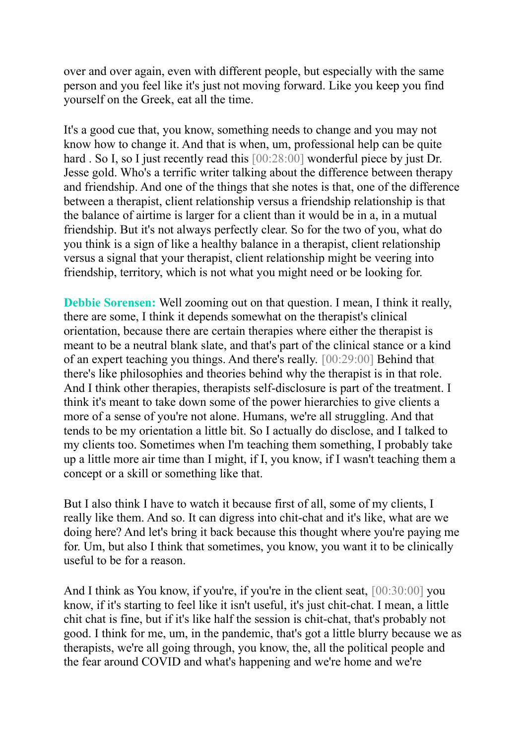over and over again, even with different people, but especially with the same person and you feel like it's just not moving forward. Like you keep you find yourself on the Greek, eat all the time.

It's a good cue that, you know, something needs to change and you may not know how to change it. And that is when, um, professional help can be quite hard . So I, so I just recently read this [00:28:00] wonderful piece by just Dr. Jesse gold. Who's a terrific writer talking about the difference between therapy and friendship. And one of the things that she notes is that, one of the difference between a therapist, client relationship versus a friendship relationship is that the balance of airtime is larger for a client than it would be in a, in a mutual friendship. But it's not always perfectly clear. So for the two of you, what do you think is a sign of like a healthy balance in a therapist, client relationship versus a signal that your therapist, client relationship might be veering into friendship, territory, which is not what you might need or be looking for.

**Debbie Sorensen:** Well zooming out on that question. I mean, I think it really, there are some, I think it depends somewhat on the therapist's clinical orientation, because there are certain therapies where either the therapist is meant to be a neutral blank slate, and that's part of the clinical stance or a kind of an expert teaching you things. And there's really. [00:29:00] Behind that there's like philosophies and theories behind why the therapist is in that role. And I think other therapies, therapists self-disclosure is part of the treatment. I think it's meant to take down some of the power hierarchies to give clients a more of a sense of you're not alone. Humans, we're all struggling. And that tends to be my orientation a little bit. So I actually do disclose, and I talked to my clients too. Sometimes when I'm teaching them something, I probably take up a little more air time than I might, if I, you know, if I wasn't teaching them a concept or a skill or something like that.

But I also think I have to watch it because first of all, some of my clients, I really like them. And so. It can digress into chit-chat and it's like, what are we doing here? And let's bring it back because this thought where you're paying me for. Um, but also I think that sometimes, you know, you want it to be clinically useful to be for a reason.

And I think as You know, if you're, if you're in the client seat, [00:30:00] you know, if it's starting to feel like it isn't useful, it's just chit-chat. I mean, a little chit chat is fine, but if it's like half the session is chit-chat, that's probably not good. I think for me, um, in the pandemic, that's got a little blurry because we as therapists, we're all going through, you know, the, all the political people and the fear around COVID and what's happening and we're home and we're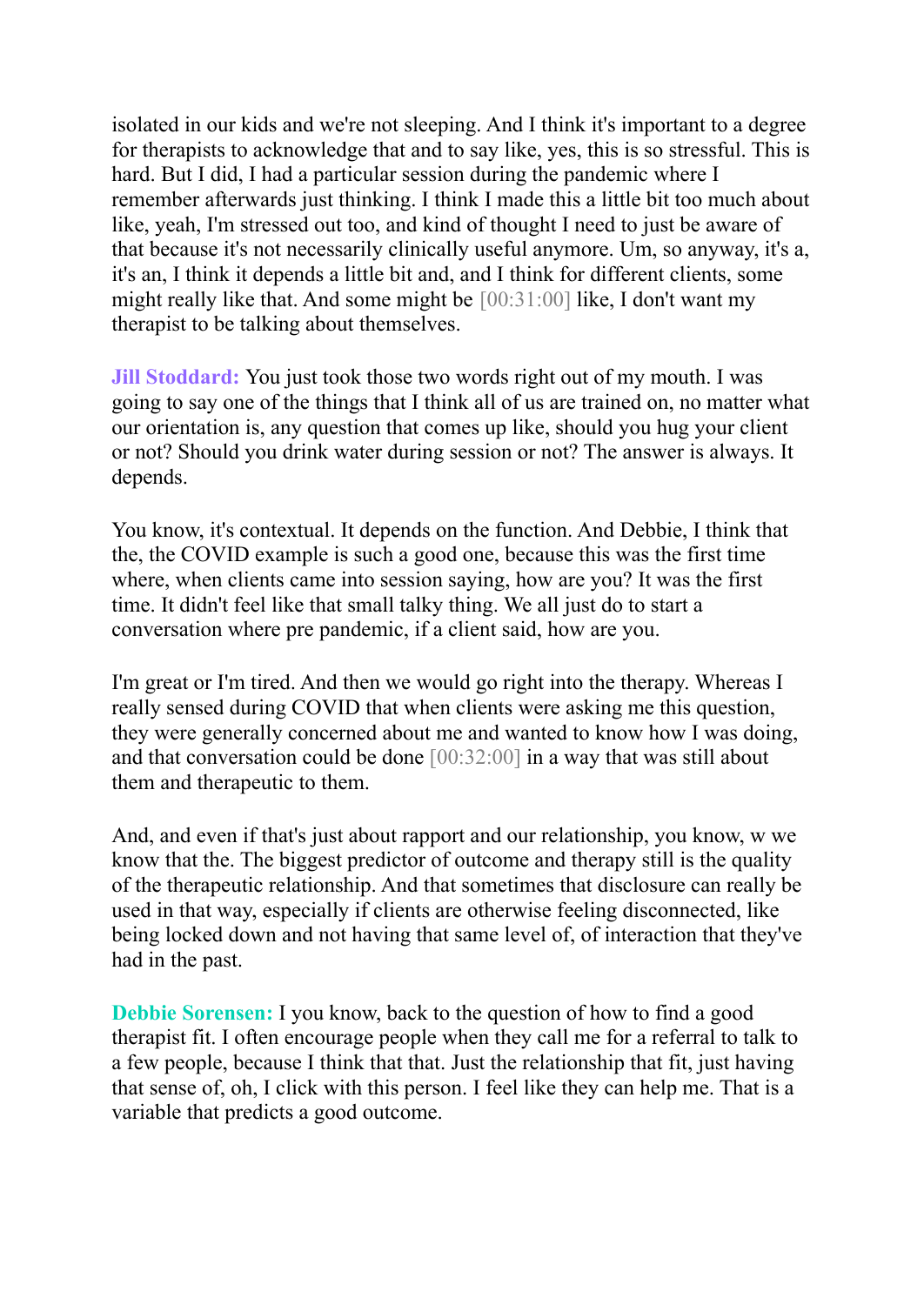isolated in our kids and we're not sleeping. And I think it's important to a degree for therapists to acknowledge that and to say like, yes, this is so stressful. This is hard. But I did, I had a particular session during the pandemic where I remember afterwards just thinking. I think I made this a little bit too much about like, yeah, I'm stressed out too, and kind of thought I need to just be aware of that because it's not necessarily clinically useful anymore. Um, so anyway, it's a, it's an, I think it depends a little bit and, and I think for different clients, some might really like that. And some might be [00:31:00] like, I don't want my therapist to be talking about themselves.

**Jill Stoddard:** You just took those two words right out of my mouth. I was going to say one of the things that I think all of us are trained on, no matter what our orientation is, any question that comes up like, should you hug your client or not? Should you drink water during session or not? The answer is always. It depends.

You know, it's contextual. It depends on the function. And Debbie, I think that the, the COVID example is such a good one, because this was the first time where, when clients came into session saying, how are you? It was the first time. It didn't feel like that small talky thing. We all just do to start a conversation where pre pandemic, if a client said, how are you.

I'm great or I'm tired. And then we would go right into the therapy. Whereas I really sensed during COVID that when clients were asking me this question, they were generally concerned about me and wanted to know how I was doing, and that conversation could be done [00:32:00] in a way that was still about them and therapeutic to them.

And, and even if that's just about rapport and our relationship, you know, w we know that the. The biggest predictor of outcome and therapy still is the quality of the therapeutic relationship. And that sometimes that disclosure can really be used in that way, especially if clients are otherwise feeling disconnected, like being locked down and not having that same level of, of interaction that they've had in the past.

**Debbie Sorensen:** I you know, back to the question of how to find a good therapist fit. I often encourage people when they call me for a referral to talk to a few people, because I think that that. Just the relationship that fit, just having that sense of, oh, I click with this person. I feel like they can help me. That is a variable that predicts a good outcome.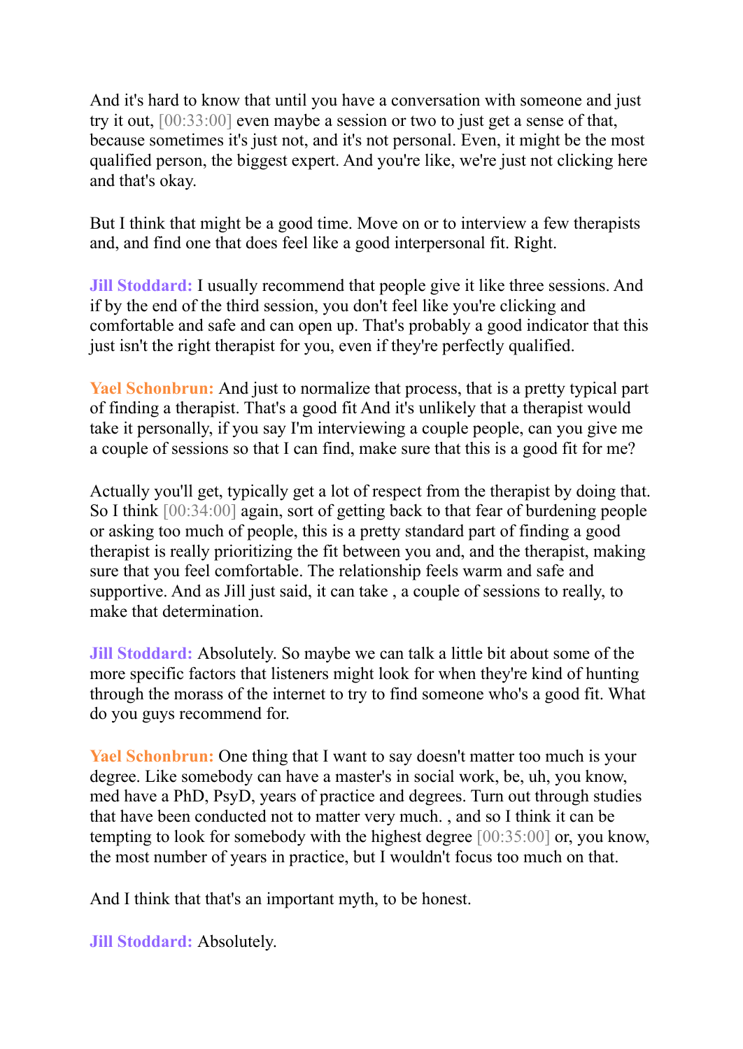And it's hard to know that until you have a conversation with someone and just try it out, [00:33:00] even maybe a session or two to just get a sense of that, because sometimes it's just not, and it's not personal. Even, it might be the most qualified person, the biggest expert. And you're like, we're just not clicking here and that's okay.

But I think that might be a good time. Move on or to interview a few therapists and, and find one that does feel like a good interpersonal fit. Right.

**Jill Stoddard:** I usually recommend that people give it like three sessions. And if by the end of the third session, you don't feel like you're clicking and comfortable and safe and can open up. That's probably a good indicator that this just isn't the right therapist for you, even if they're perfectly qualified.

**Yael Schonbrun:** And just to normalize that process, that is a pretty typical part of finding a therapist. That's a good fit And it's unlikely that a therapist would take it personally, if you say I'm interviewing a couple people, can you give me a couple of sessions so that I can find, make sure that this is a good fit for me?

Actually you'll get, typically get a lot of respect from the therapist by doing that. So I think [00:34:00] again, sort of getting back to that fear of burdening people or asking too much of people, this is a pretty standard part of finding a good therapist is really prioritizing the fit between you and, and the therapist, making sure that you feel comfortable. The relationship feels warm and safe and supportive. And as Jill just said, it can take , a couple of sessions to really, to make that determination.

**Jill Stoddard:** Absolutely. So maybe we can talk a little bit about some of the more specific factors that listeners might look for when they're kind of hunting through the morass of the internet to try to find someone who's a good fit. What do you guys recommend for.

**Yael Schonbrun:** One thing that I want to say doesn't matter too much is your degree. Like somebody can have a master's in social work, be, uh, you know, med have a PhD, PsyD, years of practice and degrees. Turn out through studies that have been conducted not to matter very much. , and so I think it can be tempting to look for somebody with the highest degree [00:35:00] or, you know, the most number of years in practice, but I wouldn't focus too much on that.

And I think that that's an important myth, to be honest.

**Jill Stoddard:** Absolutely.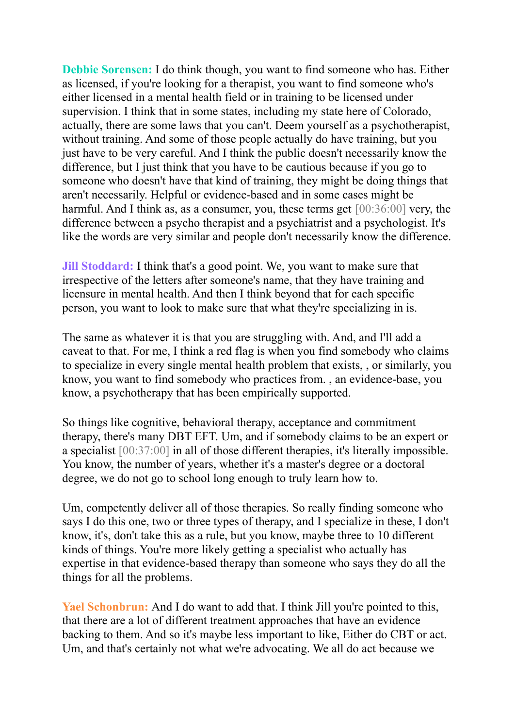**Debbie Sorensen:** I do think though, you want to find someone who has. Either as licensed, if you're looking for a therapist, you want to find someone who's either licensed in a mental health field or in training to be licensed under supervision. I think that in some states, including my state here of Colorado, actually, there are some laws that you can't. Deem yourself as a psychotherapist, without training. And some of those people actually do have training, but you just have to be very careful. And I think the public doesn't necessarily know the difference, but I just think that you have to be cautious because if you go to someone who doesn't have that kind of training, they might be doing things that aren't necessarily. Helpful or evidence-based and in some cases might be harmful. And I think as, as a consumer, you, these terms get [00:36:00] very, the difference between a psycho therapist and a psychiatrist and a psychologist. It's like the words are very similar and people don't necessarily know the difference.

**Jill Stoddard:** I think that's a good point. We, you want to make sure that irrespective of the letters after someone's name, that they have training and licensure in mental health. And then I think beyond that for each specific person, you want to look to make sure that what they're specializing in is.

The same as whatever it is that you are struggling with. And, and I'll add a caveat to that. For me, I think a red flag is when you find somebody who claims to specialize in every single mental health problem that exists, , or similarly, you know, you want to find somebody who practices from. , an evidence-base, you know, a psychotherapy that has been empirically supported.

So things like cognitive, behavioral therapy, acceptance and commitment therapy, there's many DBT EFT. Um, and if somebody claims to be an expert or a specialist [00:37:00] in all of those different therapies, it's literally impossible. You know, the number of years, whether it's a master's degree or a doctoral degree, we do not go to school long enough to truly learn how to.

Um, competently deliver all of those therapies. So really finding someone who says I do this one, two or three types of therapy, and I specialize in these, I don't know, it's, don't take this as a rule, but you know, maybe three to 10 different kinds of things. You're more likely getting a specialist who actually has expertise in that evidence-based therapy than someone who says they do all the things for all the problems.

**Yael Schonbrun:** And I do want to add that. I think Jill you're pointed to this, that there are a lot of different treatment approaches that have an evidence backing to them. And so it's maybe less important to like, Either do CBT or act. Um, and that's certainly not what we're advocating. We all do act because we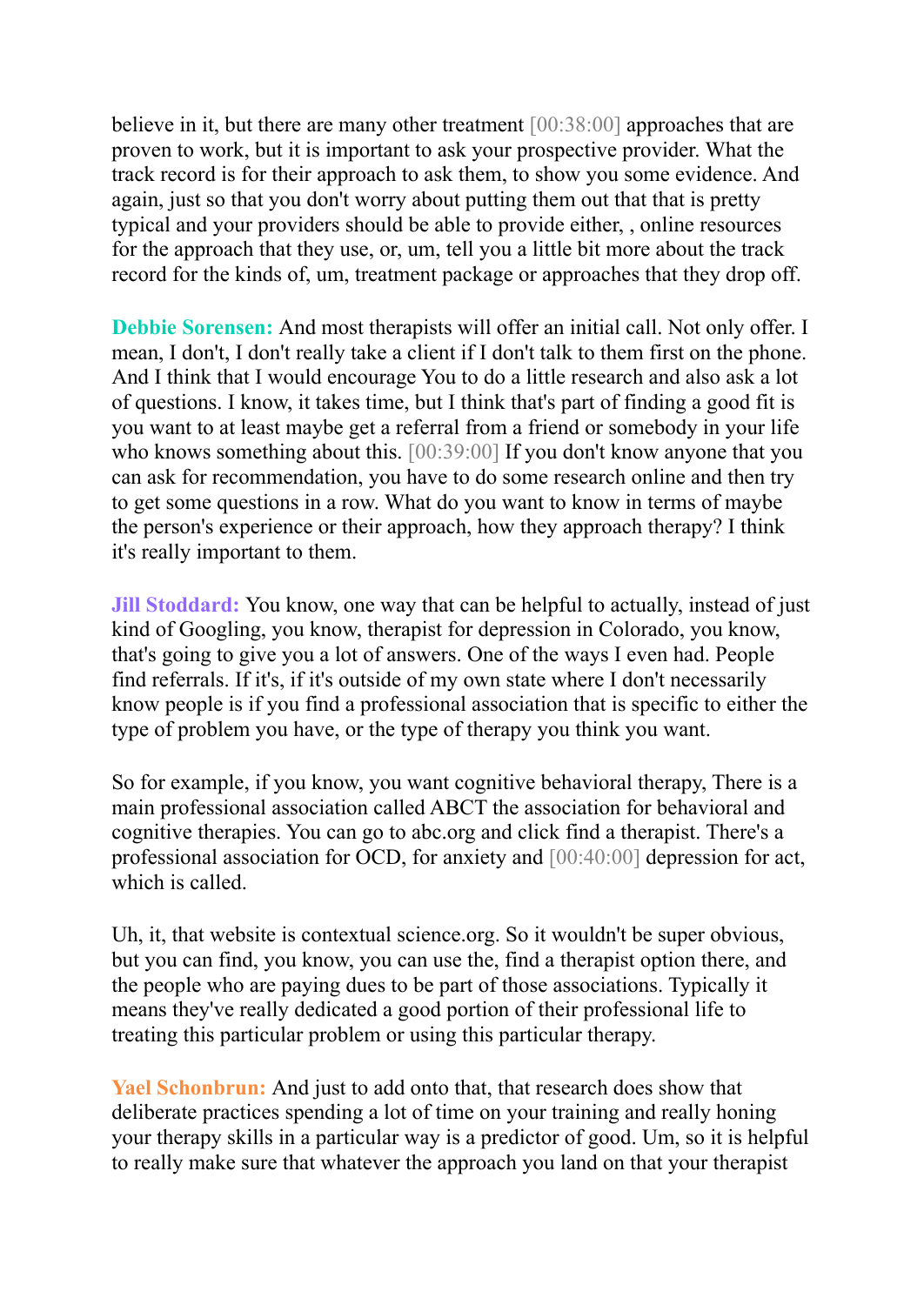believe in it, but there are many other treatment [00:38:00] approaches that are proven to work, but it is important to ask your prospective provider. What the track record is for their approach to ask them, to show you some evidence. And again, just so that you don't worry about putting them out that that is pretty typical and your providers should be able to provide either, , online resources for the approach that they use, or, um, tell you a little bit more about the track record for the kinds of, um, treatment package or approaches that they drop off.

**Debbie Sorensen:** And most therapists will offer an initial call. Not only offer. I mean, I don't, I don't really take a client if I don't talk to them first on the phone. And I think that I would encourage You to do a little research and also ask a lot of questions. I know, it takes time, but I think that's part of finding a good fit is you want to at least maybe get a referral from a friend or somebody in your life who knows something about this. [00:39:00] If you don't know anyone that you can ask for recommendation, you have to do some research online and then try to get some questions in a row. What do you want to know in terms of maybe the person's experience or their approach, how they approach therapy? I think it's really important to them.

**Jill Stoddard:** You know, one way that can be helpful to actually, instead of just kind of Googling, you know, therapist for depression in Colorado, you know, that's going to give you a lot of answers. One of the ways I even had. People find referrals. If it's, if it's outside of my own state where I don't necessarily know people is if you find a professional association that is specific to either the type of problem you have, or the type of therapy you think you want.

So for example, if you know, you want cognitive behavioral therapy, There is a main professional association called ABCT the association for behavioral and cognitive therapies. You can go to abc.org and click find a therapist. There's a professional association for OCD, for anxiety and [00:40:00] depression for act, which is called.

Uh, it, that website is contextual science.org. So it wouldn't be super obvious, but you can find, you know, you can use the, find a therapist option there, and the people who are paying dues to be part of those associations. Typically it means they've really dedicated a good portion of their professional life to treating this particular problem or using this particular therapy.

**Yael Schonbrun:** And just to add onto that, that research does show that deliberate practices spending a lot of time on your training and really honing your therapy skills in a particular way is a predictor of good. Um, so it is helpful to really make sure that whatever the approach you land on that your therapist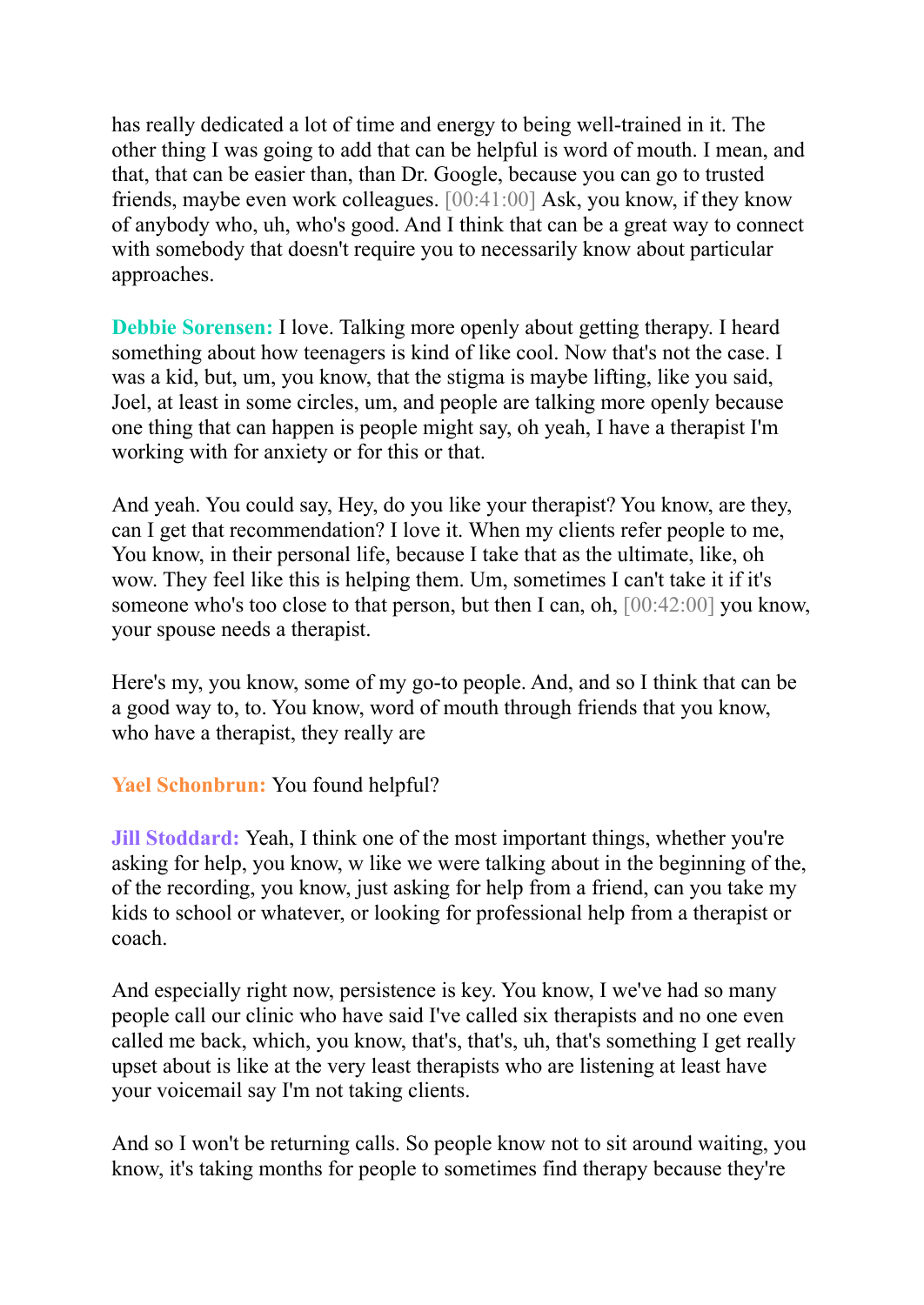has really dedicated a lot of time and energy to being well-trained in it. The other thing I was going to add that can be helpful is word of mouth. I mean, and that, that can be easier than, than Dr. Google, because you can go to trusted friends, maybe even work colleagues. [00:41:00] Ask, you know, if they know of anybody who, uh, who's good. And I think that can be a great way to connect with somebody that doesn't require you to necessarily know about particular approaches.

**Debbie Sorensen:** I love. Talking more openly about getting therapy. I heard something about how teenagers is kind of like cool. Now that's not the case. I was a kid, but, um, you know, that the stigma is maybe lifting, like you said, Joel, at least in some circles, um, and people are talking more openly because one thing that can happen is people might say, oh yeah, I have a therapist I'm working with for anxiety or for this or that.

And yeah. You could say, Hey, do you like your therapist? You know, are they, can I get that recommendation? I love it. When my clients refer people to me, You know, in their personal life, because I take that as the ultimate, like, oh wow. They feel like this is helping them. Um, sometimes I can't take it if it's someone who's too close to that person, but then I can, oh, [00:42:00] you know, your spouse needs a therapist.

Here's my, you know, some of my go-to people. And, and so I think that can be a good way to, to. You know, word of mouth through friends that you know, who have a therapist, they really are

**Yael Schonbrun:** You found helpful?

**Jill Stoddard:** Yeah, I think one of the most important things, whether you're asking for help, you know, w like we were talking about in the beginning of the, of the recording, you know, just asking for help from a friend, can you take my kids to school or whatever, or looking for professional help from a therapist or coach.

And especially right now, persistence is key. You know, I we've had so many people call our clinic who have said I've called six therapists and no one even called me back, which, you know, that's, that's, uh, that's something I get really upset about is like at the very least therapists who are listening at least have your voicemail say I'm not taking clients.

And so I won't be returning calls. So people know not to sit around waiting, you know, it's taking months for people to sometimes find therapy because they're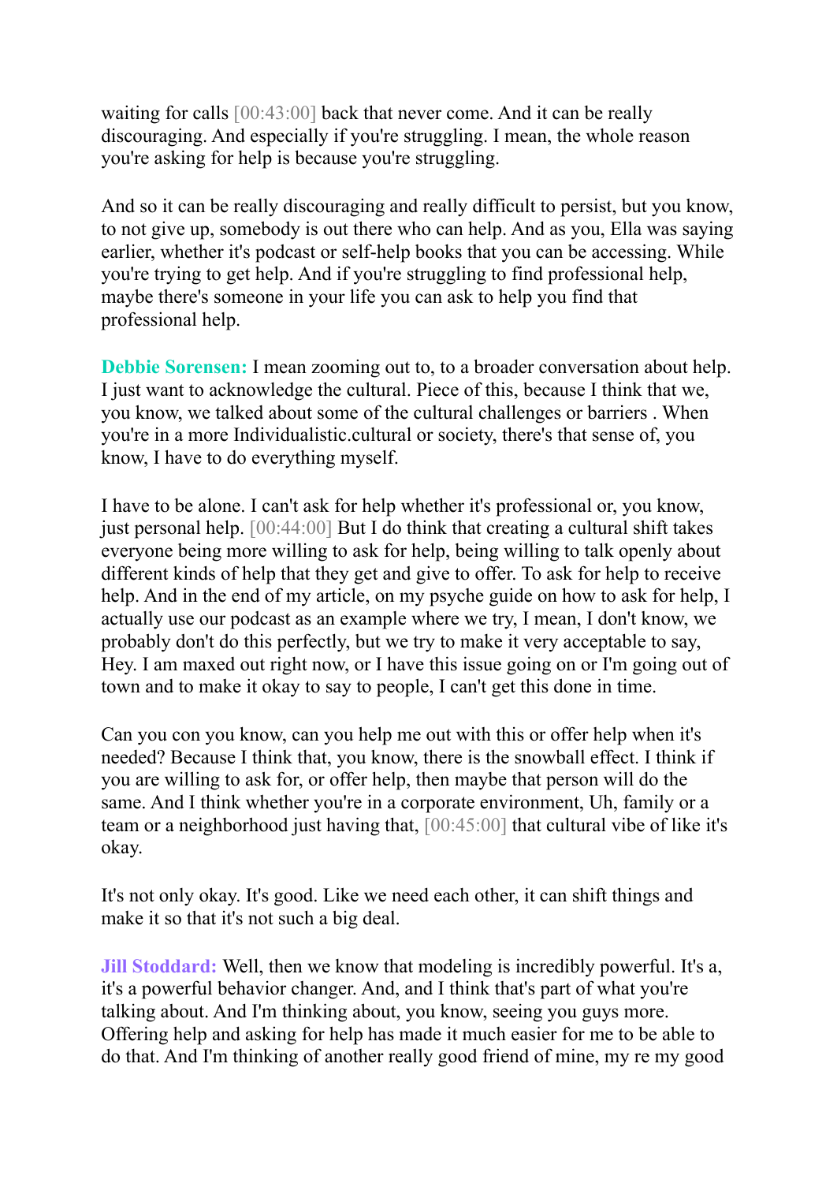waiting for calls [00:43:00] back that never come. And it can be really discouraging. And especially if you're struggling. I mean, the whole reason you're asking for help is because you're struggling.

And so it can be really discouraging and really difficult to persist, but you know, to not give up, somebody is out there who can help. And as you, Ella was saying earlier, whether it's podcast or self-help books that you can be accessing. While you're trying to get help. And if you're struggling to find professional help, maybe there's someone in your life you can ask to help you find that professional help.

**Debbie Sorensen:** I mean zooming out to, to a broader conversation about help. I just want to acknowledge the cultural. Piece of this, because I think that we, you know, we talked about some of the cultural challenges or barriers . When you're in a more Individualistic.cultural or society, there's that sense of, you know, I have to do everything myself.

I have to be alone. I can't ask for help whether it's professional or, you know, just personal help. [00:44:00] But I do think that creating a cultural shift takes everyone being more willing to ask for help, being willing to talk openly about different kinds of help that they get and give to offer. To ask for help to receive help. And in the end of my article, on my psyche guide on how to ask for help, I actually use our podcast as an example where we try, I mean, I don't know, we probably don't do this perfectly, but we try to make it very acceptable to say, Hey. I am maxed out right now, or I have this issue going on or I'm going out of town and to make it okay to say to people, I can't get this done in time.

Can you con you know, can you help me out with this or offer help when it's needed? Because I think that, you know, there is the snowball effect. I think if you are willing to ask for, or offer help, then maybe that person will do the same. And I think whether you're in a corporate environment, Uh, family or a team or a neighborhood just having that, [00:45:00] that cultural vibe of like it's okay.

It's not only okay. It's good. Like we need each other, it can shift things and make it so that it's not such a big deal.

**Jill Stoddard:** Well, then we know that modeling is incredibly powerful. It's a, it's a powerful behavior changer. And, and I think that's part of what you're talking about. And I'm thinking about, you know, seeing you guys more. Offering help and asking for help has made it much easier for me to be able to do that. And I'm thinking of another really good friend of mine, my re my good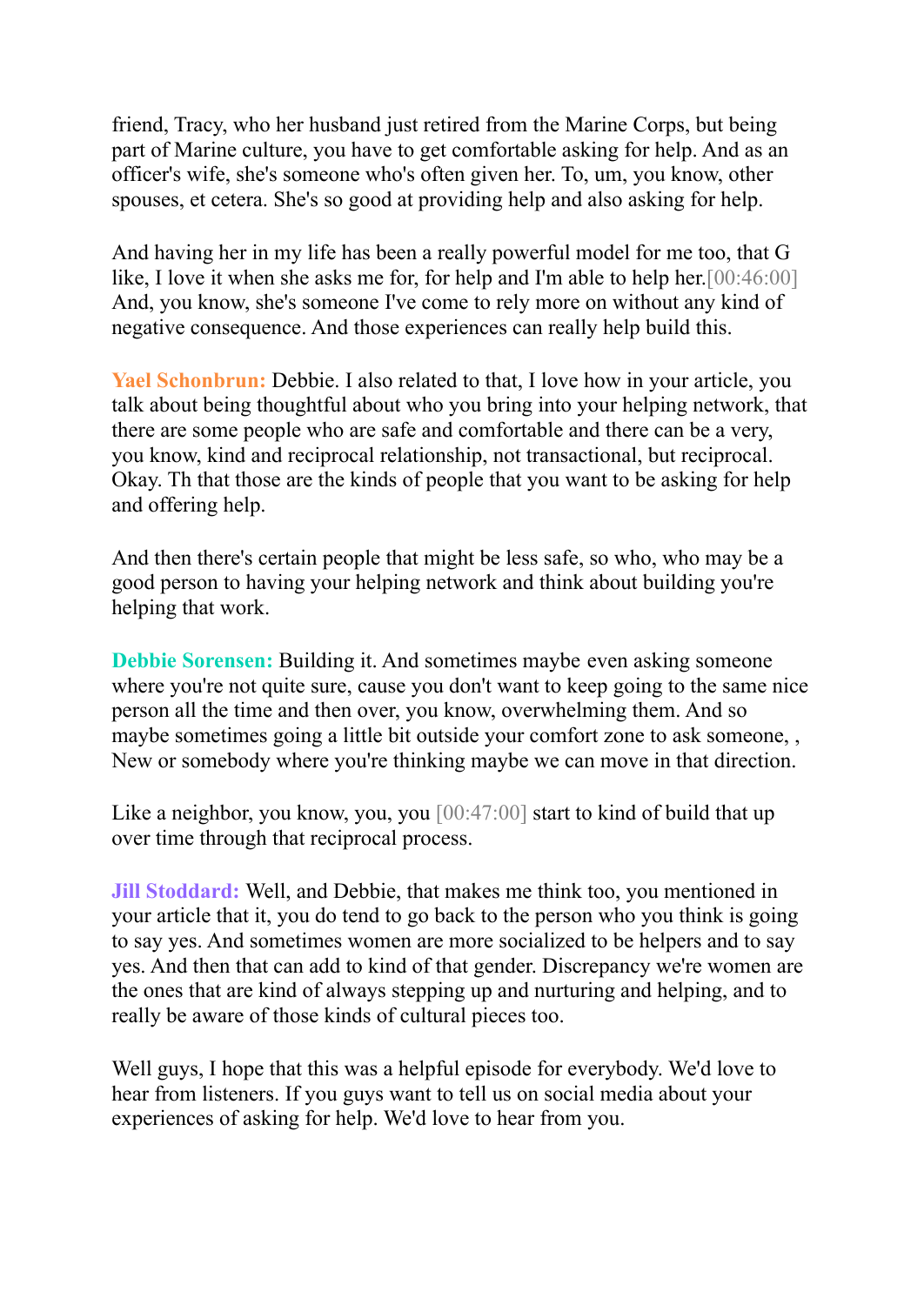friend, Tracy, who her husband just retired from the Marine Corps, but being part of Marine culture, you have to get comfortable asking for help. And as an officer's wife, she's someone who's often given her. To, um, you know, other spouses, et cetera. She's so good at providing help and also asking for help.

And having her in my life has been a really powerful model for me too, that G like, I love it when she asks me for, for help and I'm able to help her.[00:46:00] And, you know, she's someone I've come to rely more on without any kind of negative consequence. And those experiences can really help build this.

**Yael Schonbrun:** Debbie. I also related to that, I love how in your article, you talk about being thoughtful about who you bring into your helping network, that there are some people who are safe and comfortable and there can be a very, you know, kind and reciprocal relationship, not transactional, but reciprocal. Okay. Th that those are the kinds of people that you want to be asking for help and offering help.

And then there's certain people that might be less safe, so who, who may be a good person to having your helping network and think about building you're helping that work.

**Debbie Sorensen:** Building it. And sometimes maybe even asking someone where you're not quite sure, cause you don't want to keep going to the same nice person all the time and then over, you know, overwhelming them. And so maybe sometimes going a little bit outside your comfort zone to ask someone, , New or somebody where you're thinking maybe we can move in that direction.

Like a neighbor, you know, you, you [00:47:00] start to kind of build that up over time through that reciprocal process.

**Jill Stoddard:** Well, and Debbie, that makes me think too, you mentioned in your article that it, you do tend to go back to the person who you think is going to say yes. And sometimes women are more socialized to be helpers and to say yes. And then that can add to kind of that gender. Discrepancy we're women are the ones that are kind of always stepping up and nurturing and helping, and to really be aware of those kinds of cultural pieces too.

Well guys, I hope that this was a helpful episode for everybody. We'd love to hear from listeners. If you guys want to tell us on social media about your experiences of asking for help. We'd love to hear from you.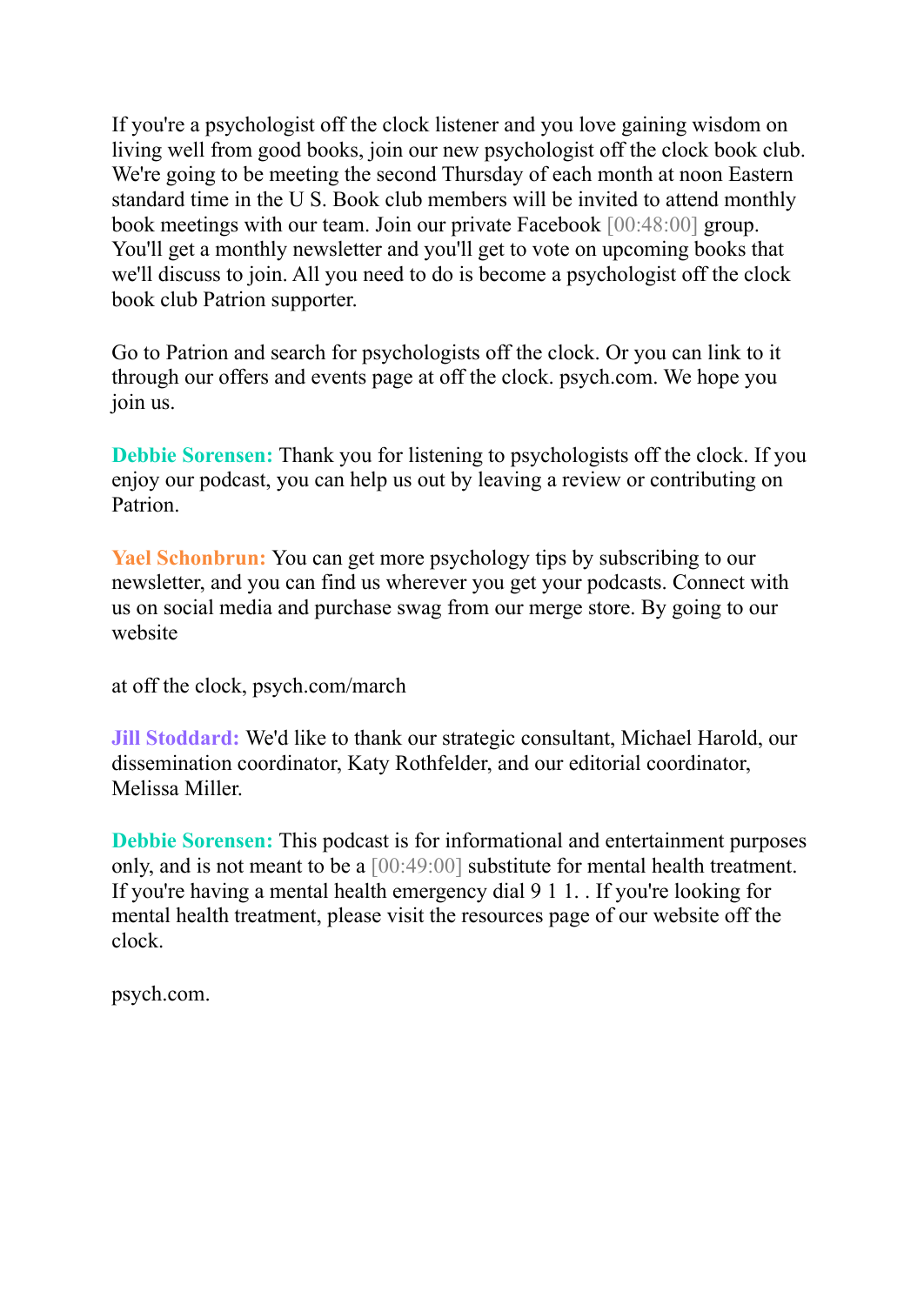If you're a psychologist off the clock listener and you love gaining wisdom on living well from good books, join our new psychologist off the clock book club. We're going to be meeting the second Thursday of each month at noon Eastern standard time in the U S. Book club members will be invited to attend monthly book meetings with our team. Join our private Facebook [00:48:00] group. You'll get a monthly newsletter and you'll get to vote on upcoming books that we'll discuss to join. All you need to do is become a psychologist off the clock book club Patrion supporter.

Go to Patrion and search for psychologists off the clock. Or you can link to it through our offers and events page at off the clock. psych.com. We hope you join us.

**Debbie Sorensen:** Thank you for listening to psychologists off the clock. If you enjoy our podcast, you can help us out by leaving a review or contributing on Patrion.

**Yael Schonbrun:** You can get more psychology tips by subscribing to our newsletter, and you can find us wherever you get your podcasts. Connect with us on social media and purchase swag from our merge store. By going to our website

at off the clock, psych.com/march

**Jill Stoddard:** We'd like to thank our strategic consultant, Michael Harold, our dissemination coordinator, Katy Rothfelder, and our editorial coordinator, Melissa Miller.

**Debbie Sorensen:** This podcast is for informational and entertainment purposes only, and is not meant to be a [00:49:00] substitute for mental health treatment. If you're having a mental health emergency dial 9 1 1. . If you're looking for mental health treatment, please visit the resources page of our website off the clock.

psych.com.